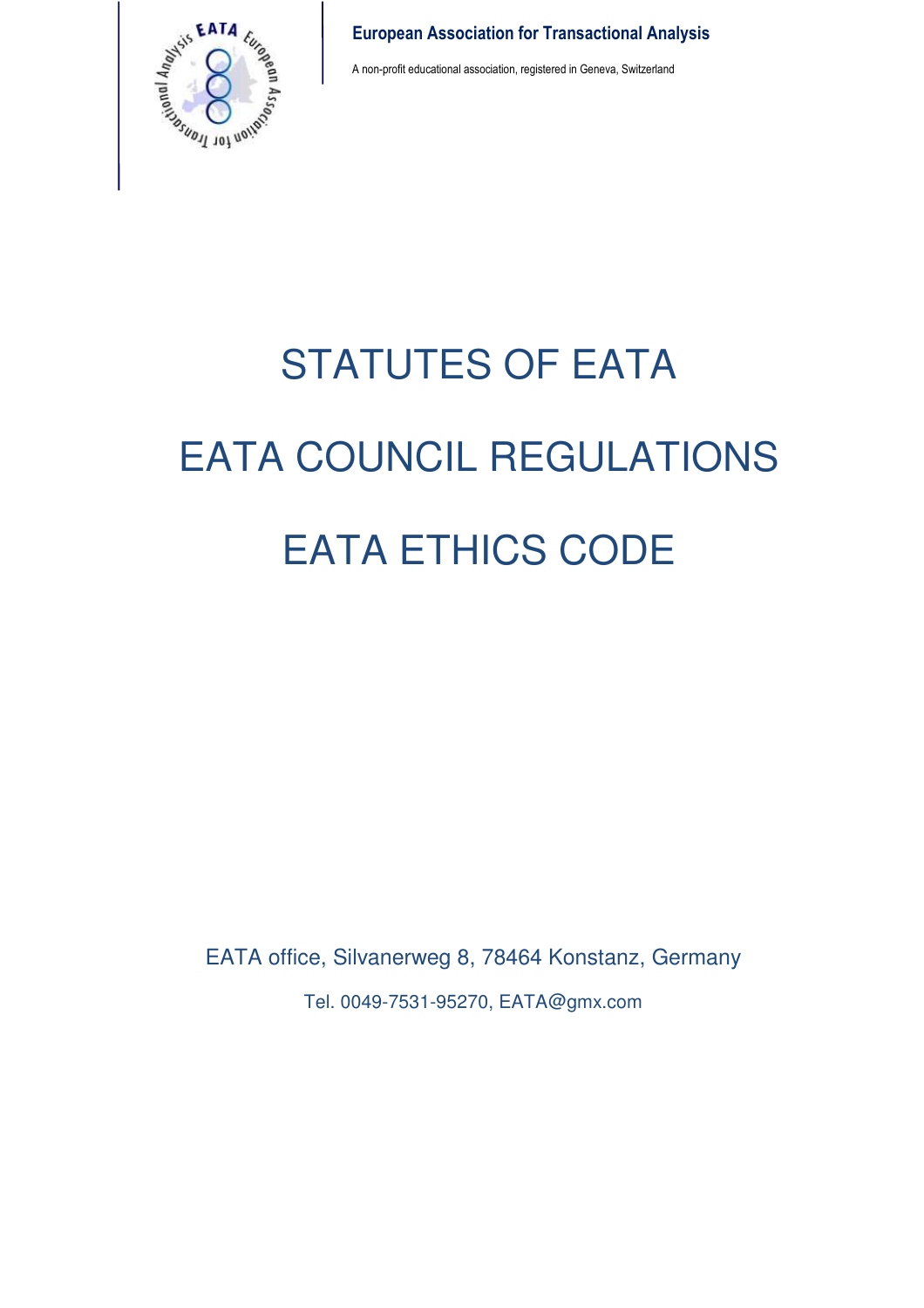**European Association for Transactional Analysis**

A non-profit educational association, registered in Geneva, Switzerland

# STATUTES OF EATA

# EATA COUNCIL REGULATIONS

# EATA ETHICS CODE

EATA office, Silvanerweg 8, 78464 Konstanz, Germany

Tel. 0049-7531-95270, EATA@gmx.com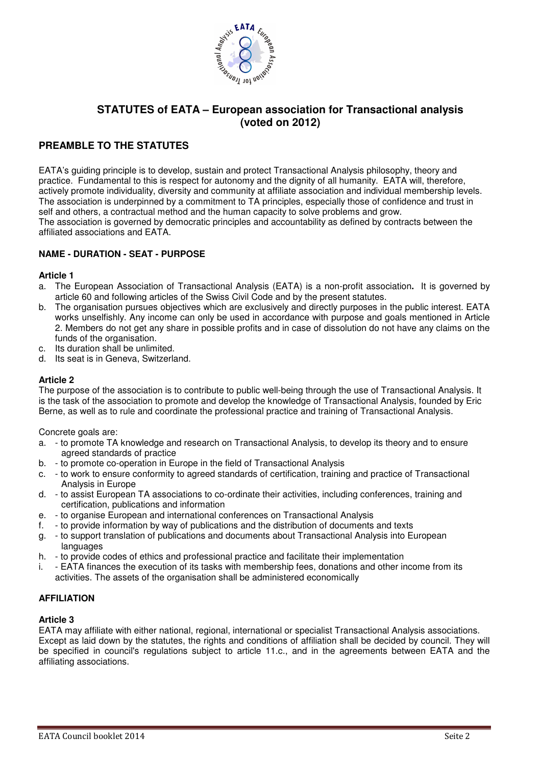# STATUTES of EATA – European association for Transactional analysis (voted on 2012)

## PREAMBLE TO THE STATUTES

EATA's guiding principle is to develop, sustain and protect Transactional Analysis philosophy, theory and practice. Fundamental to this is respect for autonomy and the dignity of all humanity. EATA will, therefore, actively promote individuality, diversity and community at affiliate association and individual membership levels. The association is underpinned by a commitment to TA principles, especially those of confidence and trust in self and others, a contractual method and the human capacity to solve problems and grow.
The association is governed by democratic principles and accountability as defined by contracts between the affiliated associations and EATA.

### NAME - DURATION - SEAT - PURPOSE

**Article 1**

a. The European Association of Transactional Analysis (EATA) is a non-profit association**.** It is governed by article 60 and following articles of the Swiss Civil Code and by the present statutes.
b. The organisation pursues objectives which are exclusively and directly purposes in the public interest. EATA works unselfishly. Any income can only be used in accordance with purpose and goals mentioned in Article 2. Members do not get any share in possible profits and in case of dissolution do not have any claims on the funds of the organisation.
c. Its duration shall be unlimited.
d. Its seat is in Geneva, Switzerland.

**Article 2**

The purpose of the association is to contribute to public well-being through the use of Transactional Analysis. It is the task of the association to promote and develop the knowledge of Transactional Analysis, founded by Eric Berne, as well as to rule and coordinate the professional practice and training of Transactional Analysis.

Concrete goals are:

a. - to promote TA knowledge and research on Transactional Analysis, to develop its theory and to ensure agreed standards of practice
b. - to promote co-operation in Europe in the field of Transactional Analysis
c. - to work to ensure conformity to agreed standards of certification, training and practice of Transactional Analysis in Europe
d. - to assist European TA associations to co-ordinate their activities, including conferences, training and certification, publications and information
e. - to organise European and international conferences on Transactional Analysis
f. - to provide information by way of publications and the distribution of documents and texts
g. - to support translation of publications and documents about Transactional Analysis into European languages
h. - to provide codes of ethics and professional practice and facilitate their implementation
i. - EATA finances the execution of its tasks with membership fees, donations and other income from its activities. The assets of the organisation shall be administered economically

### AFFILIATION

**Article 3**

EATA may affiliate with either national, regional, international or specialist Transactional Analysis associations. Except as laid down by the statutes, the rights and conditions of affiliation shall be decided by council. They will be specified in council's regulations subject to article 11.c., and in the agreements between EATA and the affiliating associations.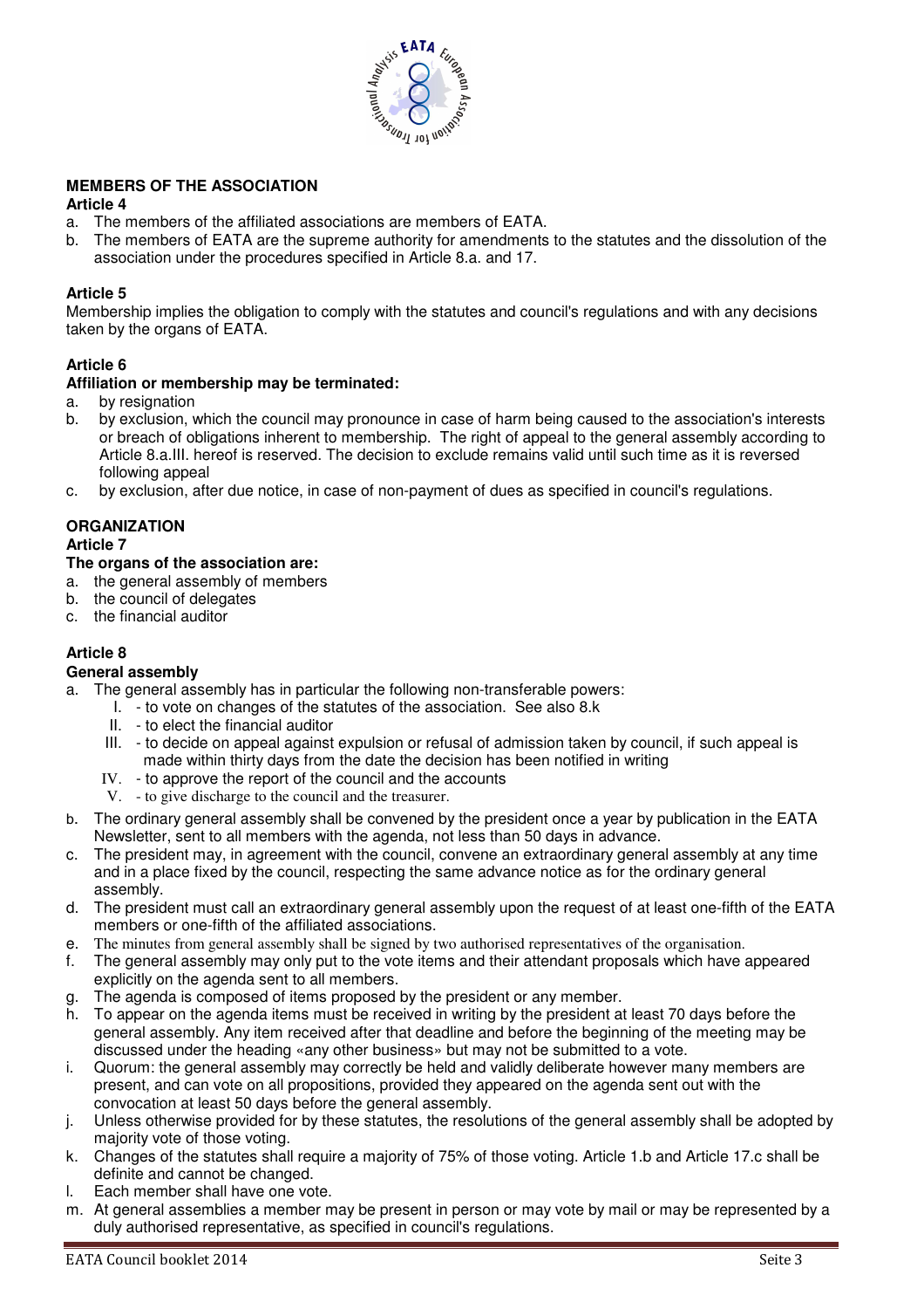## MEMBERS OF THE ASSOCIATION

### Article 4

a. The members of the affiliated associations are members of EATA.
b. The members of EATA are the supreme authority for amendments to the statutes and the dissolution of the association under the procedures specified in Article 8.a. and 17.

### Article 5

Membership implies the obligation to comply with the statutes and council's regulations and with any decisions taken by the organs of EATA.

### Article 6

**Affiliation or membership may be terminated:**

a. by resignation
b. by exclusion, which the council may pronounce in case of harm being caused to the association's interests or breach of obligations inherent to membership. The right of appeal to the general assembly according to Article 8.a.III. hereof is reserved. The decision to exclude remains valid until such time as it is reversed following appeal
c. by exclusion, after due notice, in case of non-payment of dues as specified in council's regulations.

## ORGANIZATION

### Article 7

**The organs of the association are:**

a. the general assembly of members
b. the council of delegates
c. the financial auditor

### Article 8

**General assembly**

a. The general assembly has in particular the following non-transferable powers:
   I. - to vote on changes of the statutes of the association. See also 8.k
   II. - to elect the financial auditor
   III. - to decide on appeal against expulsion or refusal of admission taken by council, if such appeal is made within thirty days from the date the decision has been notified in writing
   IV. - to approve the report of the council and the accounts
   V. - to give discharge to the council and the treasurer.
b. The ordinary general assembly shall be convened by the president once a year by publication in the EATA Newsletter, sent to all members with the agenda, not less than 50 days in advance.
c. The president may, in agreement with the council, convene an extraordinary general assembly at any time and in a place fixed by the council, respecting the same advance notice as for the ordinary general assembly.
d. The president must call an extraordinary general assembly upon the request of at least one-fifth of the EATA members or one-fifth of the affiliated associations.
e. The minutes from general assembly shall be signed by two authorised representatives of the organisation.
f. The general assembly may only put to the vote items and their attendant proposals which have appeared explicitly on the agenda sent to all members.
g. The agenda is composed of items proposed by the president or any member.
h. To appear on the agenda items must be received in writing by the president at least 70 days before the general assembly. Any item received after that deadline and before the beginning of the meeting may be discussed under the heading «any other business» but may not be submitted to a vote.
i. Quorum: the general assembly may correctly be held and validly deliberate however many members are present, and can vote on all propositions, provided they appeared on the agenda sent out with the convocation at least 50 days before the general assembly.
j. Unless otherwise provided for by these statutes, the resolutions of the general assembly shall be adopted by majority vote of those voting.
k. Changes of the statutes shall require a majority of 75% of those voting. Article 1.b and Article 17.c shall be definite and cannot be changed.
l. Each member shall have one vote.
m. At general assemblies a member may be present in person or may vote by mail or may be represented by a duly authorised representative, as specified in council's regulations.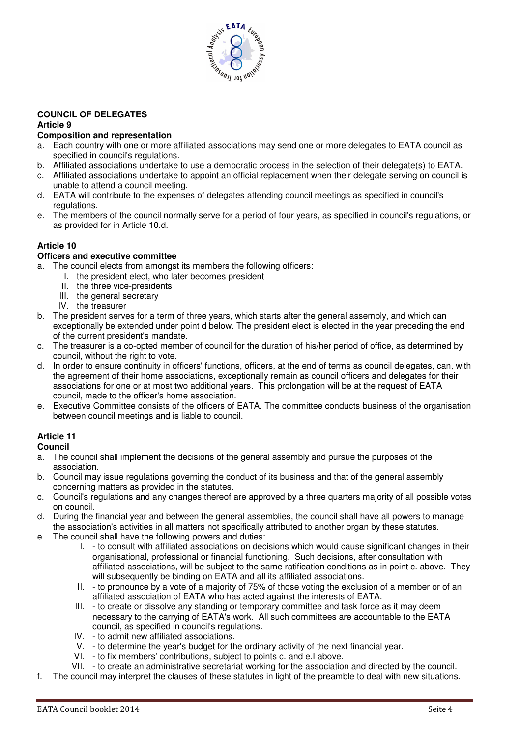## COUNCIL OF DELEGATES

### Article 9

**Composition and representation**

a. Each country with one or more affiliated associations may send one or more delegates to EATA council as specified in council's regulations.
b. Affiliated associations undertake to use a democratic process in the selection of their delegate(s) to EATA.
c. Affiliated associations undertake to appoint an official replacement when their delegate serving on council is unable to attend a council meeting.
d. EATA will contribute to the expenses of delegates attending council meetings as specified in council's regulations.
e. The members of the council normally serve for a period of four years, as specified in council's regulations, or as provided for in Article 10.d.

### Article 10

**Officers and executive committee**

a. The council elects from amongst its members the following officers:
   I. the president elect, who later becomes president
   II. the three vice-presidents
   III. the general secretary
   IV. the treasurer
b. The president serves for a term of three years, which starts after the general assembly, and which can exceptionally be extended under point d below. The president elect is elected in the year preceding the end of the current president's mandate.
c. The treasurer is a co-opted member of council for the duration of his/her period of office, as determined by council, without the right to vote.
d. In order to ensure continuity in officers' functions, officers, at the end of terms as council delegates, can, with the agreement of their home associations, exceptionally remain as council officers and delegates for their associations for one or at most two additional years. This prolongation will be at the request of EATA council, made to the officer's home association.
e. Executive Committee consists of the officers of EATA. The committee conducts business of the organisation between council meetings and is liable to council.

### Article 11

**Council**

a. The council shall implement the decisions of the general assembly and pursue the purposes of the association.
b. Council may issue regulations governing the conduct of its business and that of the general assembly concerning matters as provided in the statutes.
c. Council's regulations and any changes thereof are approved by a three quarters majority of all possible votes on council.
d. During the financial year and between the general assemblies, the council shall have all powers to manage the association's activities in all matters not specifically attributed to another organ by these statutes.
e. The council shall have the following powers and duties:
   I. - to consult with affiliated associations on decisions which would cause significant changes in their organisational, professional or financial functioning. Such decisions, after consultation with affiliated associations, will be subject to the same ratification conditions as in point c. above. They will subsequently be binding on EATA and all its affiliated associations.
   II. - to pronounce by a vote of a majority of 75% of those voting the exclusion of a member or of an affiliated association of EATA who has acted against the interests of EATA.
   III. - to create or dissolve any standing or temporary committee and task force as it may deem necessary to the carrying of EATA's work. All such committees are accountable to the EATA council, as specified in council's regulations.
   IV. - to admit new affiliated associations.
   V. - to determine the year's budget for the ordinary activity of the next financial year.
   VI. - to fix members' contributions, subject to points c. and e.I above.
   VII. - to create an administrative secretariat working for the association and directed by the council.
f. The council may interpret the clauses of these statutes in light of the preamble to deal with new situations.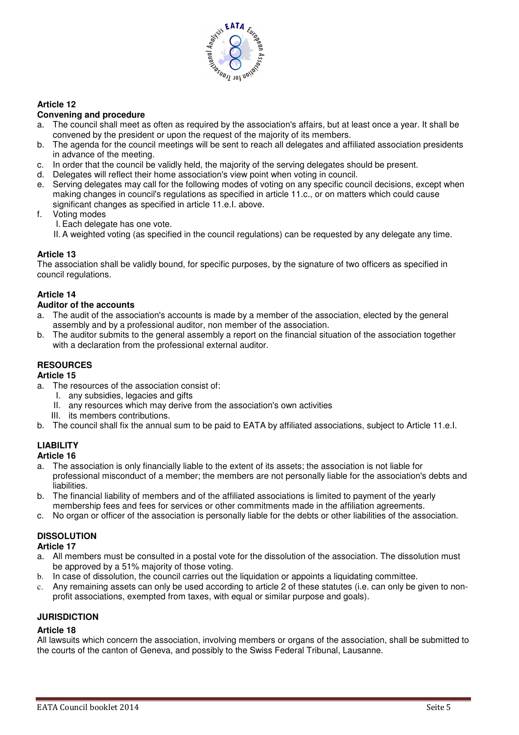**Article 12**

**Convening and procedure**

a. The council shall meet as often as required by the association's affairs, but at least once a year. It shall be convened by the president or upon the request of the majority of its members.
b. The agenda for the council meetings will be sent to reach all delegates and affiliated association presidents in advance of the meeting.
c. In order that the council be validly held, the majority of the serving delegates should be present.
d. Delegates will reflect their home association's view point when voting in council.
e. Serving delegates may call for the following modes of voting on any specific council decisions, except when making changes in council's regulations as specified in article 11.c., or on matters which could cause significant changes as specified in article 11.e.I. above.
f. Voting modes
   I. Each delegate has one vote.
   II. A weighted voting (as specified in the council regulations) can be requested by any delegate any time.

**Article 13**

The association shall be validly bound, for specific purposes, by the signature of two officers as specified in council regulations.

**Article 14**

**Auditor of the accounts**

a. The audit of the association's accounts is made by a member of the association, elected by the general assembly and by a professional auditor, non member of the association.
b. The auditor submits to the general assembly a report on the financial situation of the association together with a declaration from the professional external auditor.

**RESOURCES**

**Article 15**

a. The resources of the association consist of:
   I. any subsidies, legacies and gifts
   II. any resources which may derive from the association's own activities
   III. its members contributions.
b. The council shall fix the annual sum to be paid to EATA by affiliated associations, subject to Article 11.e.I.

**LIABILITY**

**Article 16**

a. The association is only financially liable to the extent of its assets; the association is not liable for professional misconduct of a member; the members are not personally liable for the association's debts and liabilities.
b. The financial liability of members and of the affiliated associations is limited to payment of the yearly membership fees and fees for services or other commitments made in the affiliation agreements.
c. No organ or officer of the association is personally liable for the debts or other liabilities of the association.

**DISSOLUTION**

**Article 17**

a. All members must be consulted in a postal vote for the dissolution of the association. The dissolution must be approved by a 51% majority of those voting.
b. In case of dissolution, the council carries out the liquidation or appoints a liquidating committee.
c. Any remaining assets can only be used according to article 2 of these statutes (i.e. can only be given to non-profit associations, exempted from taxes, with equal or similar purpose and goals).

**JURISDICTION**

**Article 18**

All lawsuits which concern the association, involving members or organs of the association, shall be submitted to the courts of the canton of Geneva, and possibly to the Swiss Federal Tribunal, Lausanne.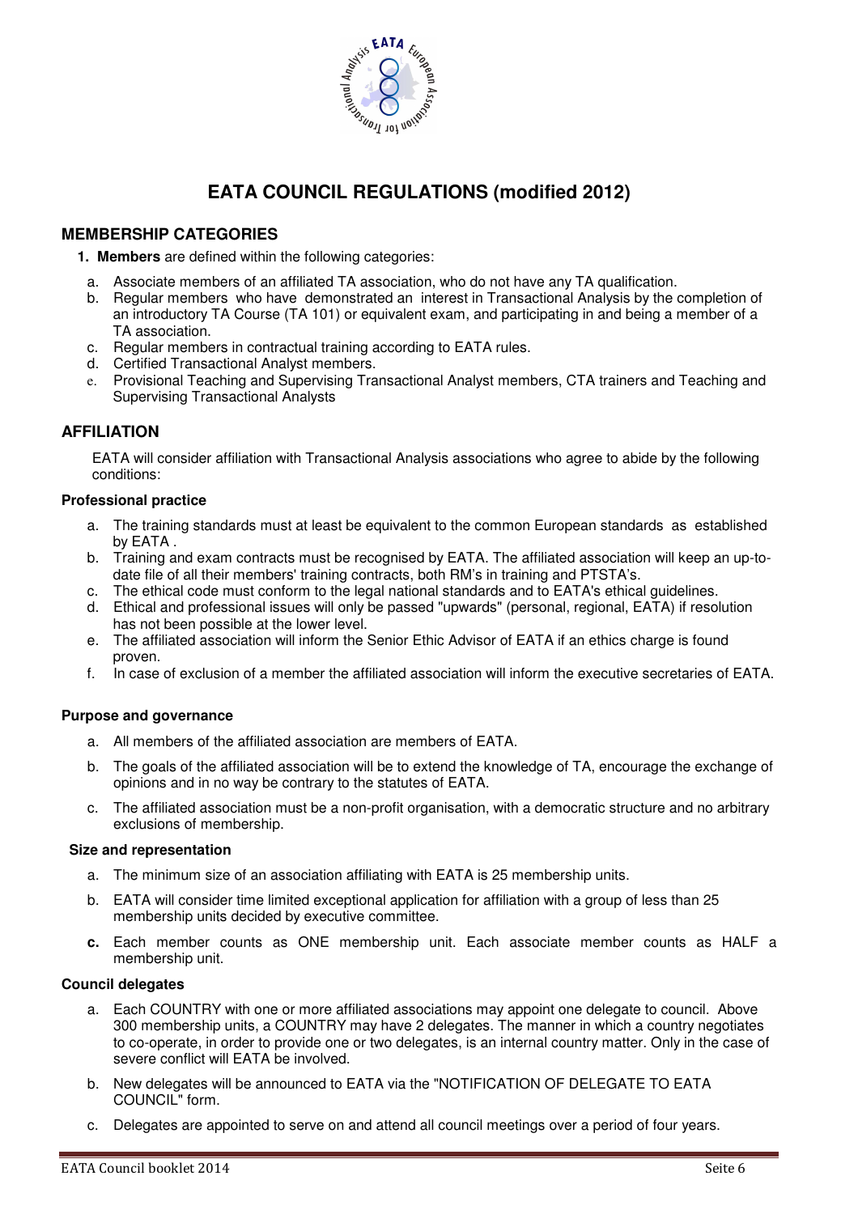# EATA COUNCIL REGULATIONS (modified 2012)

## MEMBERSHIP CATEGORIES

1. **Members** are defined within the following categories:

   a. Associate members of an affiliated TA association, who do not have any TA qualification.
   b. Regular members who have demonstrated an interest in Transactional Analysis by the completion of an introductory TA Course (TA 101) or equivalent exam, and participating in and being a member of a TA association.
   c. Regular members in contractual training according to EATA rules.
   d. Certified Transactional Analyst members.
   e. Provisional Teaching and Supervising Transactional Analyst members, CTA trainers and Teaching and Supervising Transactional Analysts

## AFFILIATION

EATA will consider affiliation with Transactional Analysis associations who agree to abide by the following conditions:

### Professional practice

a. The training standards must at least be equivalent to the common European standards as established by EATA .
b. Training and exam contracts must be recognised by EATA. The affiliated association will keep an up-to-date file of all their members' training contracts, both RM's in training and PTSTA's.
c. The ethical code must conform to the legal national standards and to EATA's ethical guidelines.
d. Ethical and professional issues will only be passed "upwards" (personal, regional, EATA) if resolution has not been possible at the lower level.
e. The affiliated association will inform the Senior Ethic Advisor of EATA if an ethics charge is found proven.
f. In case of exclusion of a member the affiliated association will inform the executive secretaries of EATA.

### Purpose and governance

a. All members of the affiliated association are members of EATA.

b. The goals of the affiliated association will be to extend the knowledge of TA, encourage the exchange of opinions and in no way be contrary to the statutes of EATA.

c. The affiliated association must be a non-profit organisation, with a democratic structure and no arbitrary exclusions of membership.

### Size and representation

a. The minimum size of an association affiliating with EATA is 25 membership units.

b. EATA will consider time limited exceptional application for affiliation with a group of less than 25 membership units decided by executive committee.

**c.** Each member counts as ONE membership unit. Each associate member counts as HALF a membership unit.

### Council delegates

a. Each COUNTRY with one or more affiliated associations may appoint one delegate to council. Above 300 membership units, a COUNTRY may have 2 delegates. The manner in which a country negotiates to co-operate, in order to provide one or two delegates, is an internal country matter. Only in the case of severe conflict will EATA be involved.

b. New delegates will be announced to EATA via the "NOTIFICATION OF DELEGATE TO EATA COUNCIL" form.

c. Delegates are appointed to serve on and attend all council meetings over a period of four years.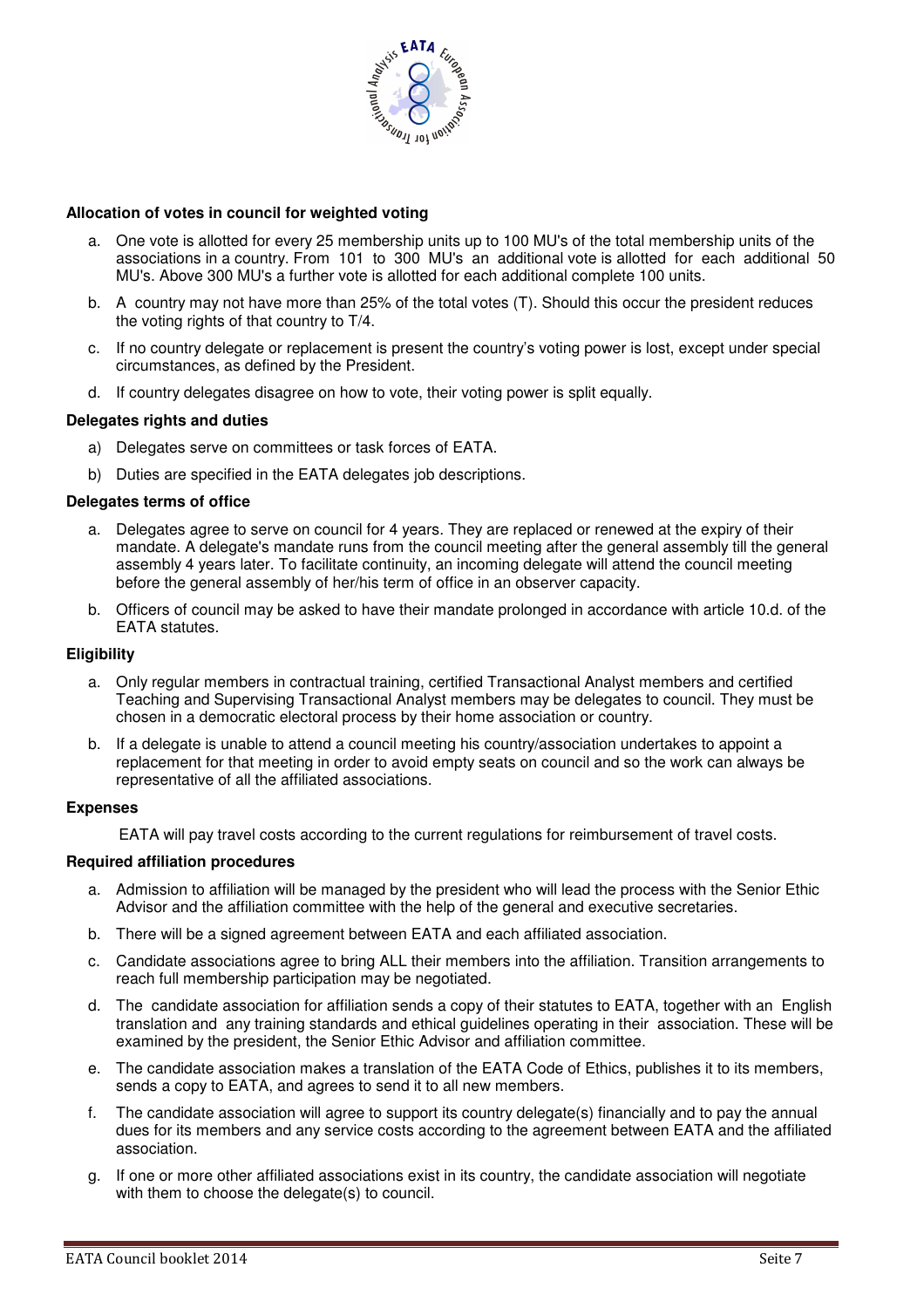**Allocation of votes in council for weighted voting**

a. One vote is allotted for every 25 membership units up to 100 MU's of the total membership units of the associations in a country. From 101 to 300 MU's an additional vote is allotted for each additional 50 MU's. Above 300 MU's a further vote is allotted for each additional complete 100 units.

b. A country may not have more than 25% of the total votes (T). Should this occur the president reduces the voting rights of that country to T/4.

c. If no country delegate or replacement is present the country's voting power is lost, except under special circumstances, as defined by the President.

d. If country delegates disagree on how to vote, their voting power is split equally.

**Delegates rights and duties**

a) Delegates serve on committees or task forces of EATA.

b) Duties are specified in the EATA delegates job descriptions.

**Delegates terms of office**

a. Delegates agree to serve on council for 4 years. They are replaced or renewed at the expiry of their mandate. A delegate's mandate runs from the council meeting after the general assembly till the general assembly 4 years later. To facilitate continuity, an incoming delegate will attend the council meeting before the general assembly of her/his term of office in an observer capacity.

b. Officers of council may be asked to have their mandate prolonged in accordance with article 10.d. of the EATA statutes.

**Eligibility**

a. Only regular members in contractual training, certified Transactional Analyst members and certified Teaching and Supervising Transactional Analyst members may be delegates to council. They must be chosen in a democratic electoral process by their home association or country.

b. If a delegate is unable to attend a council meeting his country/association undertakes to appoint a replacement for that meeting in order to avoid empty seats on council and so the work can always be representative of all the affiliated associations.

**Expenses**

EATA will pay travel costs according to the current regulations for reimbursement of travel costs.

**Required affiliation procedures**

a. Admission to affiliation will be managed by the president who will lead the process with the Senior Ethic Advisor and the affiliation committee with the help of the general and executive secretaries.

b. There will be a signed agreement between EATA and each affiliated association.

c. Candidate associations agree to bring ALL their members into the affiliation. Transition arrangements to reach full membership participation may be negotiated.

d. The candidate association for affiliation sends a copy of their statutes to EATA, together with an English translation and any training standards and ethical guidelines operating in their association. These will be examined by the president, the Senior Ethic Advisor and affiliation committee.

e. The candidate association makes a translation of the EATA Code of Ethics, publishes it to its members, sends a copy to EATA, and agrees to send it to all new members.

f. The candidate association will agree to support its country delegate(s) financially and to pay the annual dues for its members and any service costs according to the agreement between EATA and the affiliated association.

g. If one or more other affiliated associations exist in its country, the candidate association will negotiate with them to choose the delegate(s) to council.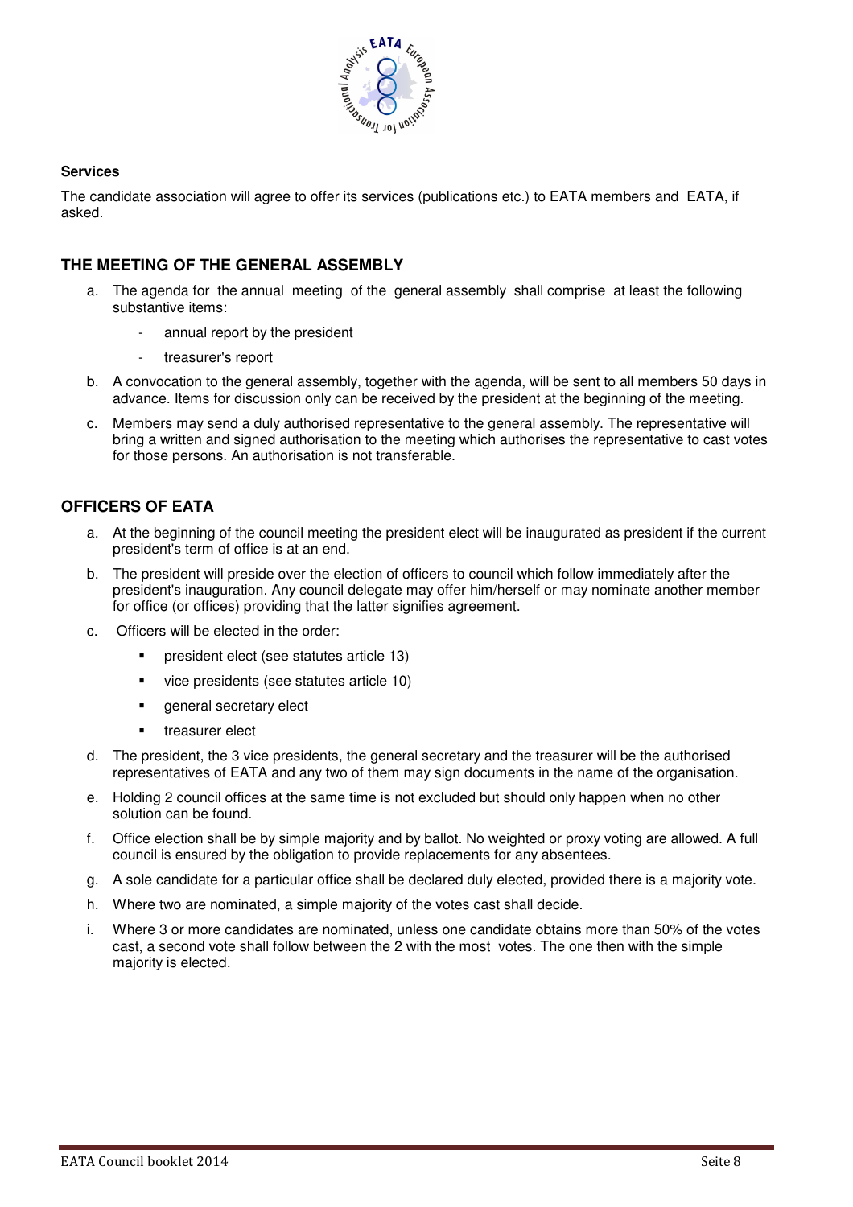**Services**

The candidate association will agree to offer its services (publications etc.) to EATA members and EATA, if asked.

## THE MEETING OF THE GENERAL ASSEMBLY

a. The agenda for the annual meeting of the general assembly shall comprise at least the following substantive items:

   - annual report by the president
   - treasurer's report

b. A convocation to the general assembly, together with the agenda, will be sent to all members 50 days in advance. Items for discussion only can be received by the president at the beginning of the meeting.

c. Members may send a duly authorised representative to the general assembly. The representative will bring a written and signed authorisation to the meeting which authorises the representative to cast votes for those persons. An authorisation is not transferable.

## OFFICERS OF EATA

a. At the beginning of the council meeting the president elect will be inaugurated as president if the current president's term of office is at an end.

b. The president will preside over the election of officers to council which follow immediately after the president's inauguration. Any council delegate may offer him/herself or may nominate another member for office (or offices) providing that the latter signifies agreement.

c. Officers will be elected in the order:

   - president elect (see statutes article 13)
   - vice presidents (see statutes article 10)
   - general secretary elect
   - treasurer elect

d. The president, the 3 vice presidents, the general secretary and the treasurer will be the authorised representatives of EATA and any two of them may sign documents in the name of the organisation.

e. Holding 2 council offices at the same time is not excluded but should only happen when no other solution can be found.

f. Office election shall be by simple majority and by ballot. No weighted or proxy voting are allowed. A full council is ensured by the obligation to provide replacements for any absentees.

g. A sole candidate for a particular office shall be declared duly elected, provided there is a majority vote.

h. Where two are nominated, a simple majority of the votes cast shall decide.

i. Where 3 or more candidates are nominated, unless one candidate obtains more than 50% of the votes cast, a second vote shall follow between the 2 with the most votes. The one then with the simple majority is elected.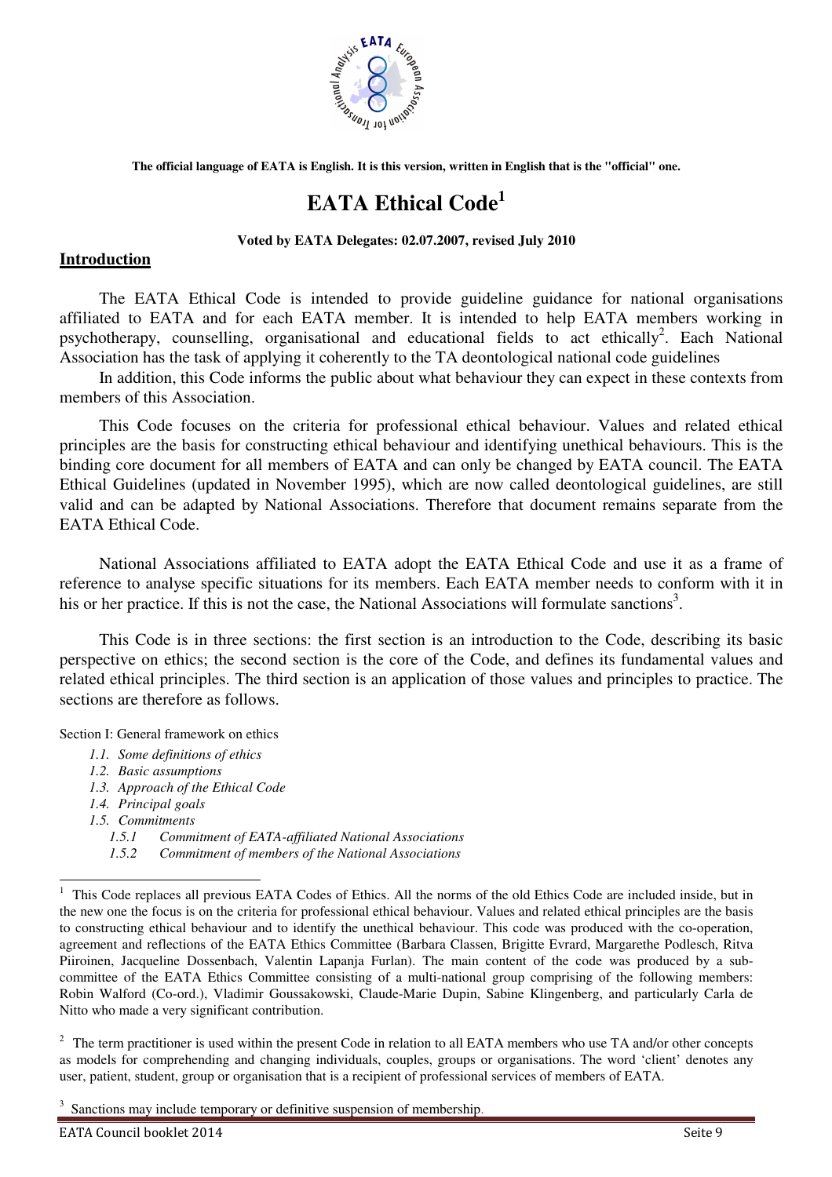The official language of EATA is English. It is this version, written in English that is the "official" one.

# EATA Ethical Code[1]

**Voted by EATA Delegates: 02.07.2007, revised July 2010**

## Introduction

The EATA Ethical Code is intended to provide guideline guidance for national organisations affiliated to EATA and for each EATA member. It is intended to help EATA members working in psychotherapy, counselling, organisational and educational fields to act ethically[2]. Each National Association has the task of applying it coherently to the TA deontological national code guidelines

In addition, this Code informs the public about what behaviour they can expect in these contexts from members of this Association.

This Code focuses on the criteria for professional ethical behaviour. Values and related ethical principles are the basis for constructing ethical behaviour and identifying unethical behaviours. This is the binding core document for all members of EATA and can only be changed by EATA council. The EATA Ethical Guidelines (updated in November 1995), which are now called deontological guidelines, are still valid and can be adapted by National Associations. Therefore that document remains separate from the EATA Ethical Code.

National Associations affiliated to EATA adopt the EATA Ethical Code and use it as a frame of reference to analyse specific situations for its members. Each EATA member needs to conform with it in his or her practice. If this is not the case, the National Associations will formulate sanctions[3].

This Code is in three sections: the first section is an introduction to the Code, describing its basic perspective on ethics; the second section is the core of the Code, and defines its fundamental values and related ethical principles. The third section is an application of those values and principles to practice. The sections are therefore as follows.

Section I: General framework on ethics

- *1.1. Some definitions of ethics*
- *1.2. Basic assumptions*
- *1.3. Approach of the Ethical Code*
- *1.4. Principal goals*
- *1.5. Commitments*
  - *1.5.1 Commitment of EATA-affiliated National Associations*
  - *1.5.2 Commitment of members of the National Associations*

---

[1] This Code replaces all previous EATA Codes of Ethics. All the norms of the old Ethics Code are included inside, but in the new one the focus is on the criteria for professional ethical behaviour. Values and related ethical principles are the basis to constructing ethical behaviour and to identify the unethical behaviour. This code was produced with the co-operation, agreement and reflections of the EATA Ethics Committee (Barbara Classen, Brigitte Evrard, Margarethe Podlesch, Ritva Piiroinen, Jacqueline Dossenbach, Valentin Lapanja Furlan). The main content of the code was produced by a sub-committee of the EATA Ethics Committee consisting of a multi-national group comprising of the following members: Robin Walford (Co-ord.), Vladimir Goussakowski, Claude-Marie Dupin, Sabine Klingenberg, and particularly Carla de Nitto who made a very significant contribution.

[2] The term practitioner is used within the present Code in relation to all EATA members who use TA and/or other concepts as models for comprehending and changing individuals, couples, groups or organisations. The word 'client' denotes any user, patient, student, group or organisation that is a recipient of professional services of members of EATA.

[3] Sanctions may include temporary or definitive suspension of membership.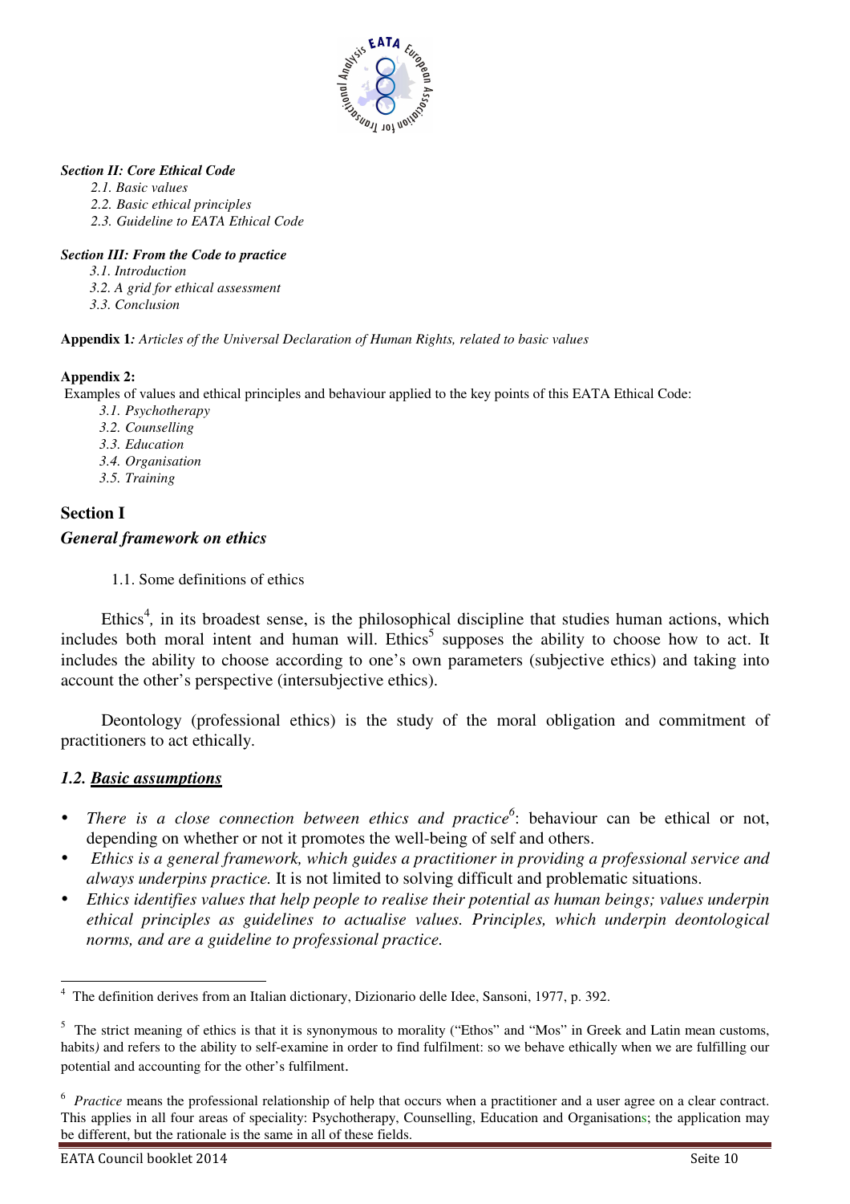***Section II: Core Ethical Code***

- *2.1. Basic values*
- *2.2. Basic ethical principles*
- *2.3. Guideline to EATA Ethical Code*

***Section III: From the Code to practice***

- *3.1. Introduction*
- *3.2. A grid for ethical assessment*
- *3.3. Conclusion*

**Appendix 1***: Articles of the Universal Declaration of Human Rights, related to basic values*

**Appendix 2:**

Examples of values and ethical principles and behaviour applied to the key points of this EATA Ethical Code:

- *3.1. Psychotherapy*
- *3.2. Counselling*
- *3.3. Education*
- *3.4. Organisation*
- *3.5. Training*

## Section I

### *General framework on ethics*

1.1. Some definitions of ethics

Ethics[4], in its broadest sense, is the philosophical discipline that studies human actions, which includes both moral intent and human will. Ethics[5] supposes the ability to choose how to act. It includes the ability to choose according to one's own parameters (subjective ethics) and taking into account the other's perspective (intersubjective ethics).

Deontology (professional ethics) is the study of the moral obligation and commitment of practitioners to act ethically.

### *1.2. __Basic assumptions__*

- *There is a close connection between ethics and practice*[6]: behaviour can be ethical or not, depending on whether or not it promotes the well-being of self and others.
- *Ethics is a general framework, which guides a practitioner in providing a professional service and always underpins practice.* It is not limited to solving difficult and problematic situations.
- *Ethics identifies values that help people to realise their potential as human beings; values underpin ethical principles as guidelines to actualise values. Principles, which underpin deontological norms, and are a guideline to professional practice.*

---

[4] The definition derives from an Italian dictionary, Dizionario delle Idee, Sansoni, 1977, p. 392.

[5] The strict meaning of ethics is that it is synonymous to morality ("Ethos" and "Mos" in Greek and Latin mean customs, habits) and refers to the ability to self-examine in order to find fulfilment: so we behave ethically when we are fulfilling our potential and accounting for the other's fulfilment.

[6] *Practice* means the professional relationship of help that occurs when a practitioner and a user agree on a clear contract. This applies in all four areas of speciality: Psychotherapy, Counselling, Education and Organisations; the application may be different, but the rationale is the same in all of these fields.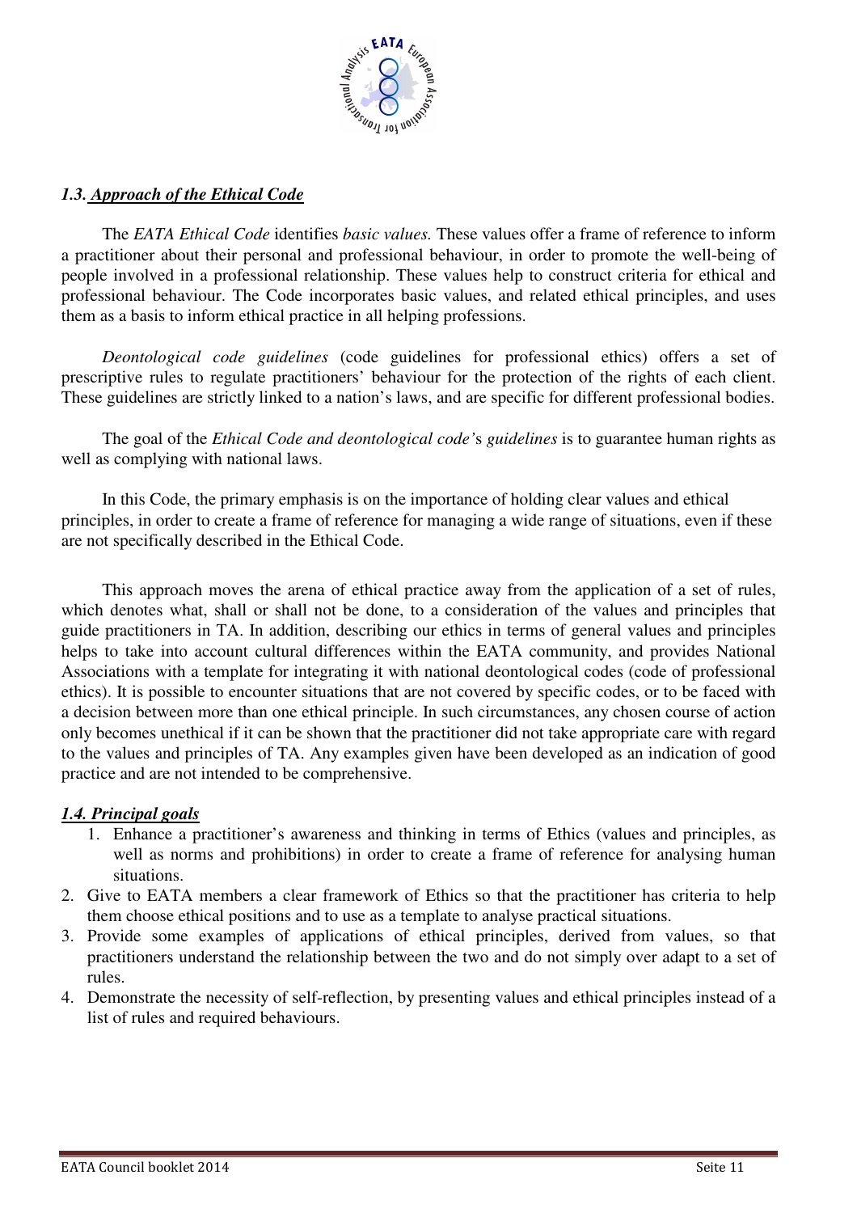### *1.3. Approach of the Ethical Code*

The *EATA Ethical Code* identifies *basic values.* These values offer a frame of reference to inform a practitioner about their personal and professional behaviour, in order to promote the well-being of people involved in a professional relationship. These values help to construct criteria for ethical and professional behaviour. The Code incorporates basic values, and related ethical principles, and uses them as a basis to inform ethical practice in all helping professions.

*Deontological code guidelines* (code guidelines for professional ethics) offers a set of prescriptive rules to regulate practitioners' behaviour for the protection of the rights of each client. These guidelines are strictly linked to a nation's laws, and are specific for different professional bodies.

The goal of the *Ethical Code and deontological code's guidelines* is to guarantee human rights as well as complying with national laws.

In this Code, the primary emphasis is on the importance of holding clear values and ethical principles, in order to create a frame of reference for managing a wide range of situations, even if these are not specifically described in the Ethical Code.

This approach moves the arena of ethical practice away from the application of a set of rules, which denotes what, shall or shall not be done, to a consideration of the values and principles that guide practitioners in TA. In addition, describing our ethics in terms of general values and principles helps to take into account cultural differences within the EATA community, and provides National Associations with a template for integrating it with national deontological codes (code of professional ethics). It is possible to encounter situations that are not covered by specific codes, or to be faced with a decision between more than one ethical principle. In such circumstances, any chosen course of action only becomes unethical if it can be shown that the practitioner did not take appropriate care with regard to the values and principles of TA. Any examples given have been developed as an indication of good practice and are not intended to be comprehensive.

### *1.4. Principal goals*

1. Enhance a practitioner's awareness and thinking in terms of Ethics (values and principles, as well as norms and prohibitions) in order to create a frame of reference for analysing human situations.
2. Give to EATA members a clear framework of Ethics so that the practitioner has criteria to help them choose ethical positions and to use as a template to analyse practical situations.
3. Provide some examples of applications of ethical principles, derived from values, so that practitioners understand the relationship between the two and do not simply over adapt to a set of rules.
4. Demonstrate the necessity of self-reflection, by presenting values and ethical principles instead of a list of rules and required behaviours.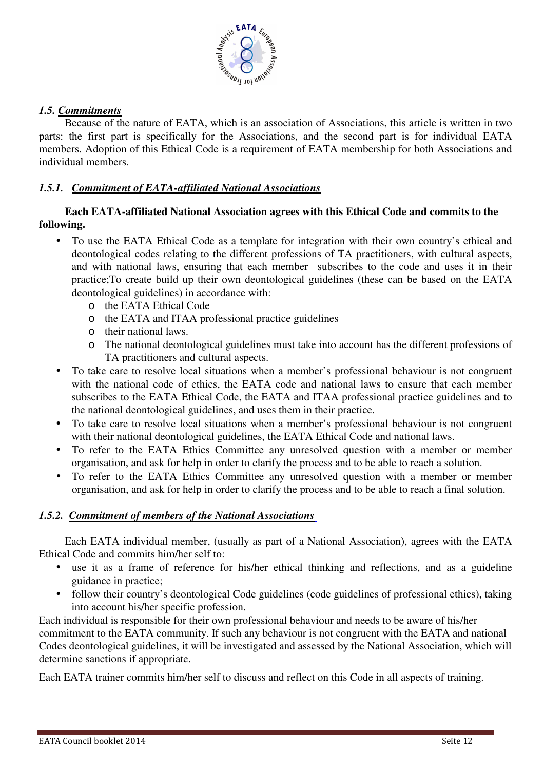### *1.5. Commitments*

Because of the nature of EATA, which is an association of Associations, this article is written in two parts: the first part is specifically for the Associations, and the second part is for individual EATA members. Adoption of this Ethical Code is a requirement of EATA membership for both Associations and individual members.

#### *1.5.1. Commitment of EATA-affiliated National Associations*

**Each EATA-affiliated National Association agrees with this Ethical Code and commits to the following.**

- To use the EATA Ethical Code as a template for integration with their own country's ethical and deontological codes relating to the different professions of TA practitioners, with cultural aspects, and with national laws, ensuring that each member subscribes to the code and uses it in their practice;To create build up their own deontological guidelines (these can be based on the EATA deontological guidelines) in accordance with:
  - the EATA Ethical Code
  - the EATA and ITAA professional practice guidelines
  - their national laws.
  - The national deontological guidelines must take into account has the different professions of TA practitioners and cultural aspects.
- To take care to resolve local situations when a member's professional behaviour is not congruent with the national code of ethics, the EATA code and national laws to ensure that each member subscribes to the EATA Ethical Code, the EATA and ITAA professional practice guidelines and to the national deontological guidelines, and uses them in their practice.
- To take care to resolve local situations when a member's professional behaviour is not congruent with their national deontological guidelines, the EATA Ethical Code and national laws.
- To refer to the EATA Ethics Committee any unresolved question with a member or member organisation, and ask for help in order to clarify the process and to be able to reach a solution.
- To refer to the EATA Ethics Committee any unresolved question with a member or member organisation, and ask for help in order to clarify the process and to be able to reach a final solution.

#### *1.5.2. Commitment of members of the National Associations*

Each EATA individual member, (usually as part of a National Association), agrees with the EATA Ethical Code and commits him/her self to:

- use it as a frame of reference for his/her ethical thinking and reflections, and as a guideline guidance in practice;
- follow their country's deontological Code guidelines (code guidelines of professional ethics), taking into account his/her specific profession.

Each individual is responsible for their own professional behaviour and needs to be aware of his/her commitment to the EATA community. If such any behaviour is not congruent with the EATA and national Codes deontological guidelines, it will be investigated and assessed by the National Association, which will determine sanctions if appropriate.

Each EATA trainer commits him/her self to discuss and reflect on this Code in all aspects of training.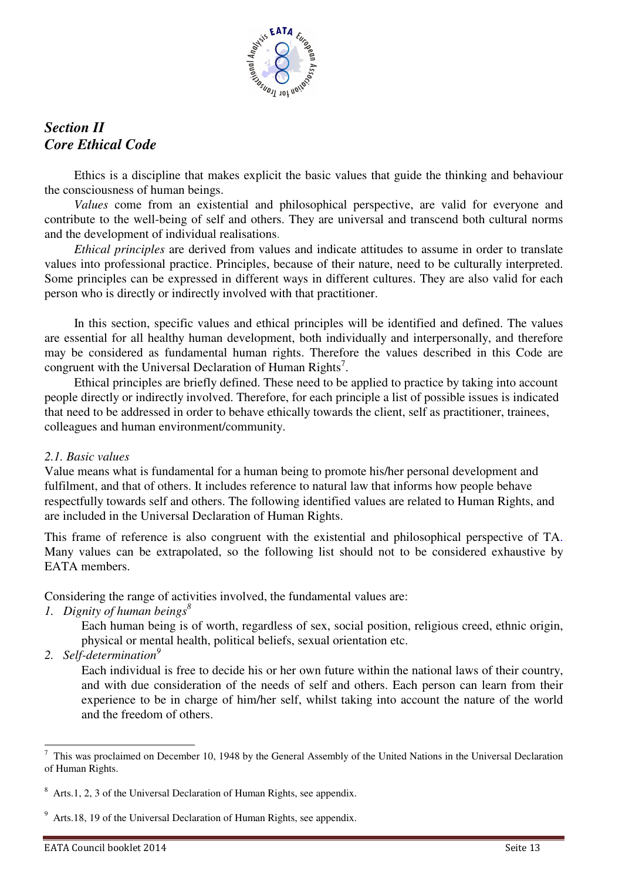## *Section II*
## *Core Ethical Code*

Ethics is a discipline that makes explicit the basic values that guide the thinking and behaviour the consciousness of human beings.

*Values* come from an existential and philosophical perspective, are valid for everyone and contribute to the well-being of self and others. They are universal and transcend both cultural norms and the development of individual realisations.

*Ethical principles* are derived from values and indicate attitudes to assume in order to translate values into professional practice. Principles, because of their nature, need to be culturally interpreted. Some principles can be expressed in different ways in different cultures. They are also valid for each person who is directly or indirectly involved with that practitioner.

In this section, specific values and ethical principles will be identified and defined. The values are essential for all healthy human development, both individually and interpersonally, and therefore may be considered as fundamental human rights. Therefore the values described in this Code are congruent with the Universal Declaration of Human Rights[7].

Ethical principles are briefly defined. These need to be applied to practice by taking into account people directly or indirectly involved. Therefore, for each principle a list of possible issues is indicated that need to be addressed in order to behave ethically towards the client, self as practitioner, trainees, colleagues and human environment/community.

### *2.1. Basic values*

Value means what is fundamental for a human being to promote his/her personal development and fulfilment, and that of others. It includes reference to natural law that informs how people behave respectfully towards self and others. The following identified values are related to Human Rights, and are included in the Universal Declaration of Human Rights.

This frame of reference is also congruent with the existential and philosophical perspective of TA. Many values can be extrapolated, so the following list should not to be considered exhaustive by EATA members.

Considering the range of activities involved, the fundamental values are:

1. *Dignity of human beings*[8]

   Each human being is of worth, regardless of sex, social position, religious creed, ethnic origin, physical or mental health, political beliefs, sexual orientation etc.

2. *Self-determination*[9]

   Each individual is free to decide his or her own future within the national laws of their country, and with due consideration of the needs of self and others. Each person can learn from their experience to be in charge of him/her self, whilst taking into account the nature of the world and the freedom of others.

---

[7] This was proclaimed on December 10, 1948 by the General Assembly of the United Nations in the Universal Declaration of Human Rights.

[8] Arts.1, 2, 3 of the Universal Declaration of Human Rights, see appendix.

[9] Arts.18, 19 of the Universal Declaration of Human Rights, see appendix.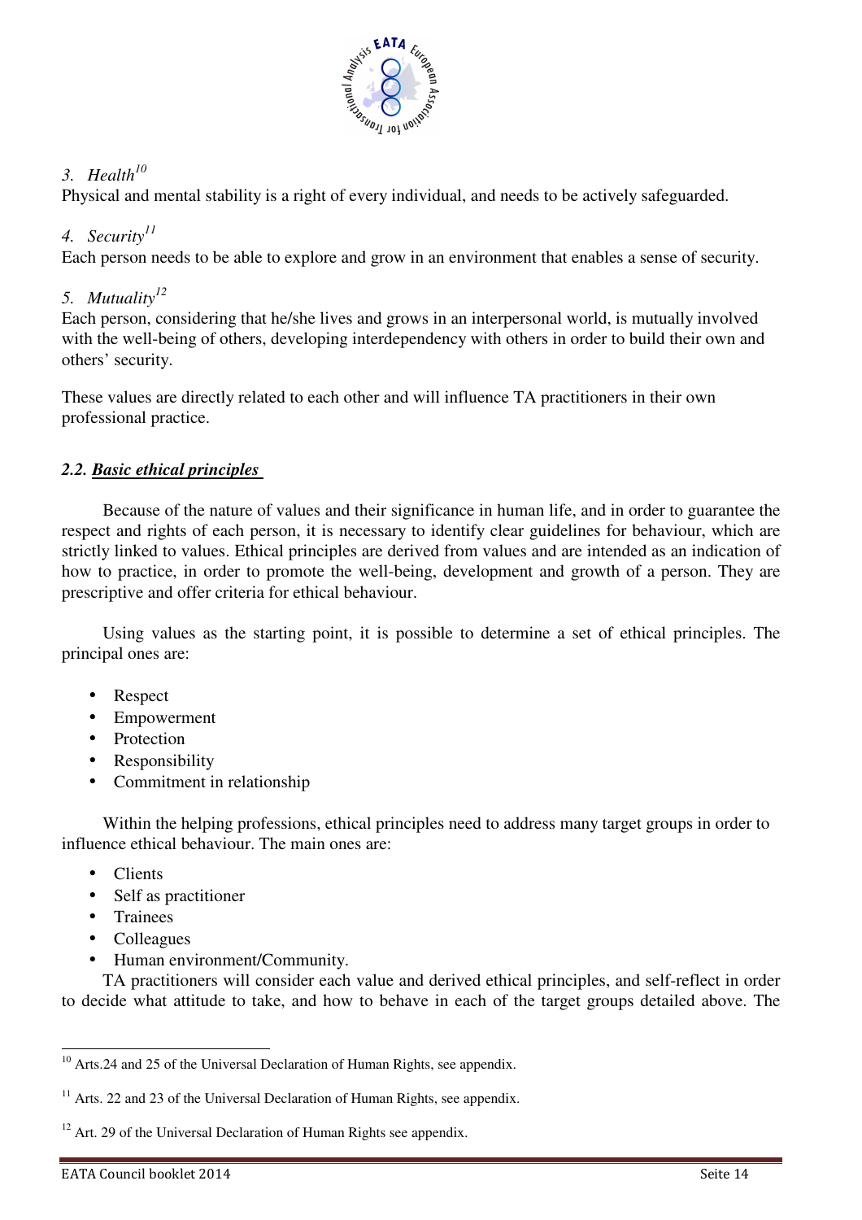*3. Health*[10]

Physical and mental stability is a right of every individual, and needs to be actively safeguarded.

*4. Security*[11]

Each person needs to be able to explore and grow in an environment that enables a sense of security.

*5. Mutuality*[12]

Each person, considering that he/she lives and grows in an interpersonal world, is mutually involved with the well-being of others, developing interdependency with others in order to build their own and others' security.

These values are directly related to each other and will influence TA practitioners in their own professional practice.

### *2.2. Basic ethical principles*

Because of the nature of values and their significance in human life, and in order to guarantee the respect and rights of each person, it is necessary to identify clear guidelines for behaviour, which are strictly linked to values. Ethical principles are derived from values and are intended as an indication of how to practice, in order to promote the well-being, development and growth of a person. They are prescriptive and offer criteria for ethical behaviour.

Using values as the starting point, it is possible to determine a set of ethical principles. The principal ones are:

- Respect
- Empowerment
- Protection
- Responsibility
- Commitment in relationship

Within the helping professions, ethical principles need to address many target groups in order to influence ethical behaviour. The main ones are:

- Clients
- Self as practitioner
- Trainees
- Colleagues
- Human environment/Community.

TA practitioners will consider each value and derived ethical principles, and self-reflect in order to decide what attitude to take, and how to behave in each of the target groups detailed above. The

---

[10] Arts.24 and 25 of the Universal Declaration of Human Rights, see appendix.

[11] Arts. 22 and 23 of the Universal Declaration of Human Rights, see appendix.

[12] Art. 29 of the Universal Declaration of Human Rights see appendix.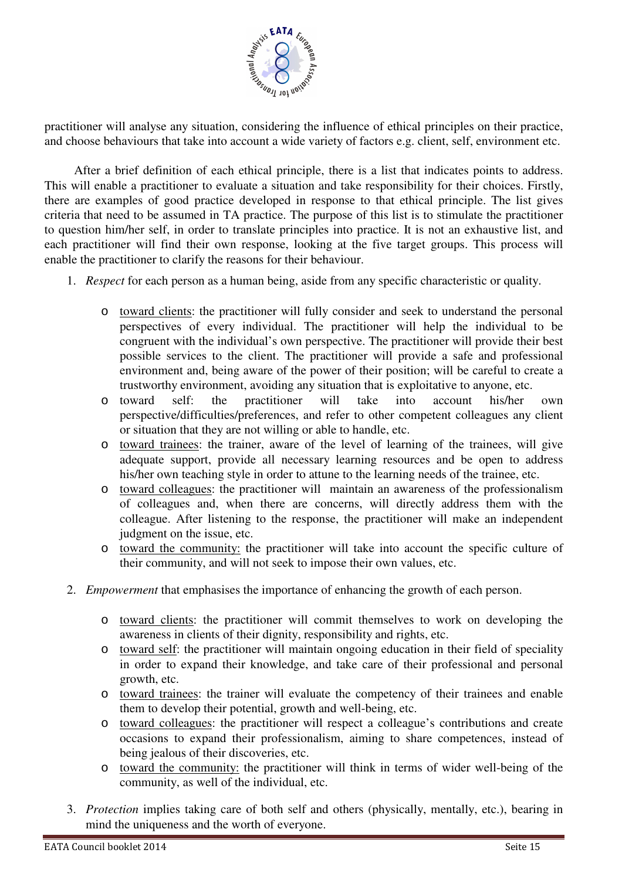practitioner will analyse any situation, considering the influence of ethical principles on their practice, and choose behaviours that take into account a wide variety of factors e.g. client, self, environment etc.

After a brief definition of each ethical principle, there is a list that indicates points to address. This will enable a practitioner to evaluate a situation and take responsibility for their choices. Firstly, there are examples of good practice developed in response to that ethical principle. The list gives criteria that need to be assumed in TA practice. The purpose of this list is to stimulate the practitioner to question him/her self, in order to translate principles into practice. It is not an exhaustive list, and each practitioner will find their own response, looking at the five target groups. This process will enable the practitioner to clarify the reasons for their behaviour.

1. *Respect* for each person as a human being, aside from any specific characteristic or quality.

    - toward clients: the practitioner will fully consider and seek to understand the personal perspectives of every individual. The practitioner will help the individual to be congruent with the individual's own perspective. The practitioner will provide their best possible services to the client. The practitioner will provide a safe and professional environment and, being aware of the power of their position; will be careful to create a trustworthy environment, avoiding any situation that is exploitative to anyone, etc.
    - toward self: the practitioner will take into account his/her own perspective/difficulties/preferences, and refer to other competent colleagues any client or situation that they are not willing or able to handle, etc.
    - toward trainees: the trainer, aware of the level of learning of the trainees, will give adequate support, provide all necessary learning resources and be open to address his/her own teaching style in order to attune to the learning needs of the trainee, etc.
    - toward colleagues: the practitioner will maintain an awareness of the professionalism of colleagues and, when there are concerns, will directly address them with the colleague. After listening to the response, the practitioner will make an independent judgment on the issue, etc.
    - toward the community: the practitioner will take into account the specific culture of their community, and will not seek to impose their own values, etc.

2. *Empowerment* that emphasises the importance of enhancing the growth of each person.

    - toward clients: the practitioner will commit themselves to work on developing the awareness in clients of their dignity, responsibility and rights, etc.
    - toward self: the practitioner will maintain ongoing education in their field of speciality in order to expand their knowledge, and take care of their professional and personal growth, etc.
    - toward trainees: the trainer will evaluate the competency of their trainees and enable them to develop their potential, growth and well-being, etc.
    - toward colleagues: the practitioner will respect a colleague's contributions and create occasions to expand their professionalism, aiming to share competences, instead of being jealous of their discoveries, etc.
    - toward the community: the practitioner will think in terms of wider well-being of the community, as well of the individual, etc.

3. *Protection* implies taking care of both self and others (physically, mentally, etc.), bearing in mind the uniqueness and the worth of everyone.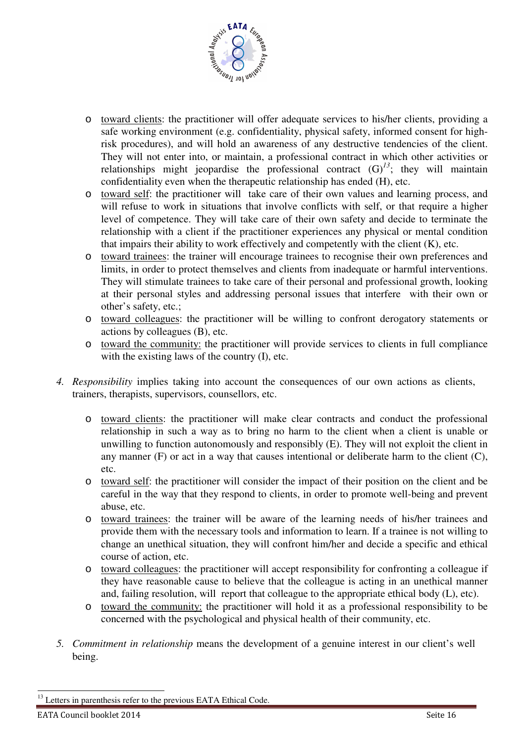- toward clients: the practitioner will offer adequate services to his/her clients, providing a safe working environment (e.g. confidentiality, physical safety, informed consent for high-risk procedures), and will hold an awareness of any destructive tendencies of the client. They will not enter into, or maintain, a professional contract in which other activities or relationships might jeopardise the professional contract (G)[13]; they will maintain confidentiality even when the therapeutic relationship has ended (H), etc.
- toward self: the practitioner will take care of their own values and learning process, and will refuse to work in situations that involve conflicts with self, or that require a higher level of competence. They will take care of their own safety and decide to terminate the relationship with a client if the practitioner experiences any physical or mental condition that impairs their ability to work effectively and competently with the client (K), etc.
- toward trainees: the trainer will encourage trainees to recognise their own preferences and limits, in order to protect themselves and clients from inadequate or harmful interventions. They will stimulate trainees to take care of their personal and professional growth, looking at their personal styles and addressing personal issues that interfere with their own or other's safety, etc.;
- toward colleagues: the practitioner will be willing to confront derogatory statements or actions by colleagues (B), etc.
- toward the community: the practitioner will provide services to clients in full compliance with the existing laws of the country (I), etc.

4. *Responsibility* implies taking into account the consequences of our own actions as clients, trainers, therapists, supervisors, counsellors, etc.

   - toward clients: the practitioner will make clear contracts and conduct the professional relationship in such a way as to bring no harm to the client when a client is unable or unwilling to function autonomously and responsibly (E). They will not exploit the client in any manner (F) or act in a way that causes intentional or deliberate harm to the client (C), etc.
   - toward self: the practitioner will consider the impact of their position on the client and be careful in the way that they respond to clients, in order to promote well-being and prevent abuse, etc.
   - toward trainees: the trainer will be aware of the learning needs of his/her trainees and provide them with the necessary tools and information to learn. If a trainee is not willing to change an unethical situation, they will confront him/her and decide a specific and ethical course of action, etc.
   - toward colleagues: the practitioner will accept responsibility for confronting a colleague if they have reasonable cause to believe that the colleague is acting in an unethical manner and, failing resolution, will report that colleague to the appropriate ethical body (L), etc).
   - toward the community: the practitioner will hold it as a professional responsibility to be concerned with the psychological and physical health of their community, etc.

5. *Commitment in relationship* means the development of a genuine interest in our client's well being.

[13] Letters in parenthesis refer to the previous EATA Ethical Code.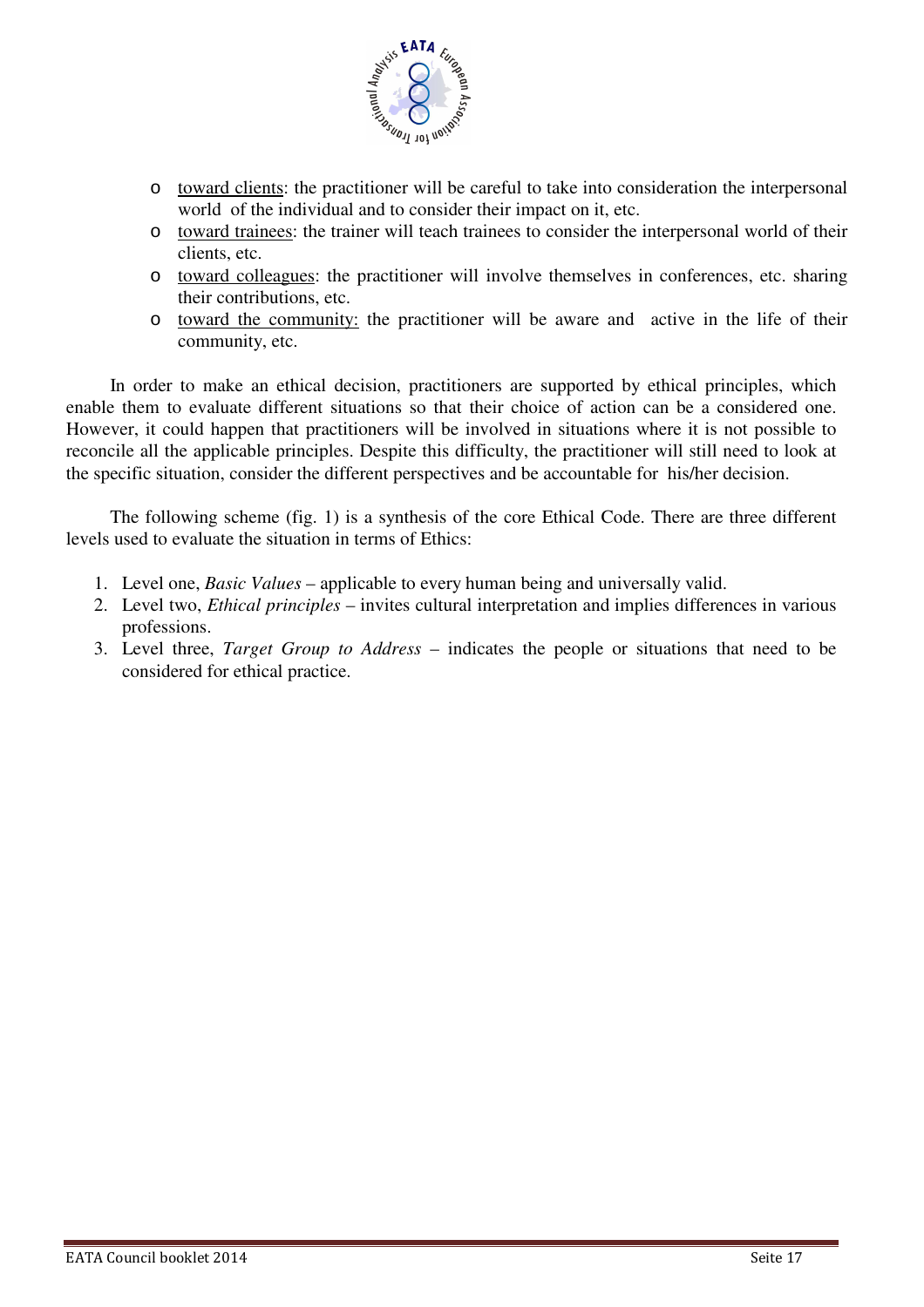- toward clients: the practitioner will be careful to take into consideration the interpersonal world of the individual and to consider their impact on it, etc.
- toward trainees: the trainer will teach trainees to consider the interpersonal world of their clients, etc.
- toward colleagues: the practitioner will involve themselves in conferences, etc. sharing their contributions, etc.
- toward the community: the practitioner will be aware and active in the life of their community, etc.

In order to make an ethical decision, practitioners are supported by ethical principles, which enable them to evaluate different situations so that their choice of action can be a considered one. However, it could happen that practitioners will be involved in situations where it is not possible to reconcile all the applicable principles. Despite this difficulty, the practitioner will still need to look at the specific situation, consider the different perspectives and be accountable for his/her decision.

The following scheme (fig. 1) is a synthesis of the core Ethical Code. There are three different levels used to evaluate the situation in terms of Ethics:

1. Level one, *Basic Values* – applicable to every human being and universally valid.
2. Level two, *Ethical principles* – invites cultural interpretation and implies differences in various professions.
3. Level three, *Target Group to Address* – indicates the people or situations that need to be considered for ethical practice.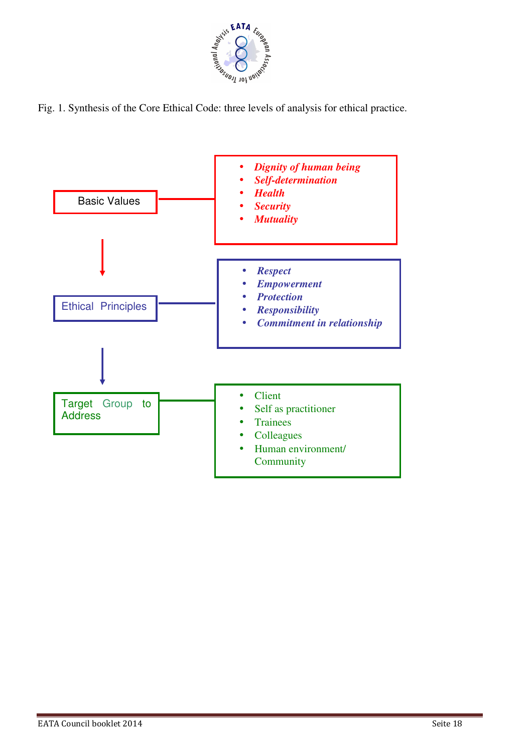Fig. 1. Synthesis of the Core Ethical Code: three levels of analysis for ethical practice.

**Basic Values**

- ***Dignity of human being***
- ***Self-determination***
- ***Health***
- ***Security***
- ***Mutuality***

**Ethical Principles**

- ***Respect***
- ***Empowerment***
- ***Protection***
- ***Responsibility***
- ***Commitment in relationship***

**Target Group to Address**

- Client
- Self as practitioner
- Trainees
- Colleagues
- Human environment/ Community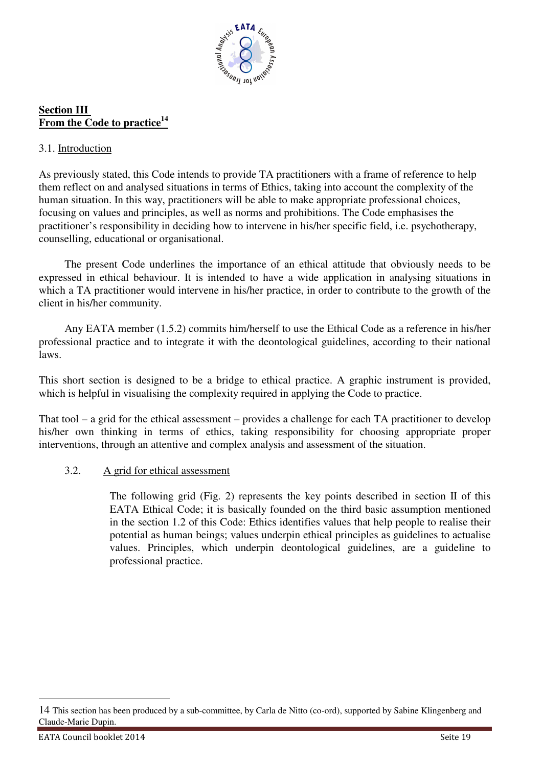## Section III
## From the Code to practice[14]

3.1. Introduction

As previously stated, this Code intends to provide TA practitioners with a frame of reference to help them reflect on and analysed situations in terms of Ethics, taking into account the complexity of the human situation. In this way, practitioners will be able to make appropriate professional choices, focusing on values and principles, as well as norms and prohibitions. The Code emphasises the practitioner's responsibility in deciding how to intervene in his/her specific field, i.e. psychotherapy, counselling, educational or organisational.

The present Code underlines the importance of an ethical attitude that obviously needs to be expressed in ethical behaviour. It is intended to have a wide application in analysing situations in which a TA practitioner would intervene in his/her practice, in order to contribute to the growth of the client in his/her community.

Any EATA member (1.5.2) commits him/herself to use the Ethical Code as a reference in his/her professional practice and to integrate it with the deontological guidelines, according to their national laws.

This short section is designed to be a bridge to ethical practice. A graphic instrument is provided, which is helpful in visualising the complexity required in applying the Code to practice.

That tool – a grid for the ethical assessment – provides a challenge for each TA practitioner to develop his/her own thinking in terms of ethics, taking responsibility for choosing appropriate proper interventions, through an attentive and complex analysis and assessment of the situation.

3.2. A grid for ethical assessment

The following grid (Fig. 2) represents the key points described in section II of this EATA Ethical Code; it is basically founded on the third basic assumption mentioned in the section 1.2 of this Code: Ethics identifies values that help people to realise their potential as human beings; values underpin ethical principles as guidelines to actualise values. Principles, which underpin deontological guidelines, are a guideline to professional practice.

---

14 This section has been produced by a sub-committee, by Carla de Nitto (co-ord), supported by Sabine Klingenberg and Claude-Marie Dupin.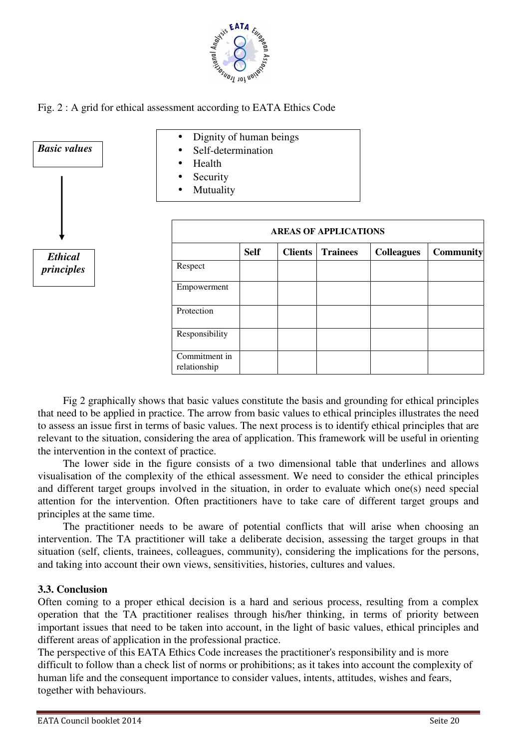Fig. 2 : A grid for ethical assessment according to EATA Ethics Code

***Basic values***

- Dignity of human beings
- Self-determination
- Health
- Security
- Mutuality

↓

***Ethical principles***

| AREAS OF APPLICATIONS | | | | | |
|---|---|---|---|---|---|
| | **Self** | **Clients** | **Trainees** | **Colleagues** | **Community** |
| Respect | | | | | |
| Empowerment | | | | | |
| Protection | | | | | |
| Responsibility | | | | | |
| Commitment in relationship | | | | | |

Fig 2 graphically shows that basic values constitute the basis and grounding for ethical principles that need to be applied in practice. The arrow from basic values to ethical principles illustrates the need to assess an issue first in terms of basic values. The next process is to identify ethical principles that are relevant to the situation, considering the area of application. This framework will be useful in orienting the intervention in the context of practice.

The lower side in the figure consists of a two dimensional table that underlines and allows visualisation of the complexity of the ethical assessment. We need to consider the ethical principles and different target groups involved in the situation, in order to evaluate which one(s) need special attention for the intervention. Often practitioners have to take care of different target groups and principles at the same time.

The practitioner needs to be aware of potential conflicts that will arise when choosing an intervention. The TA practitioner will take a deliberate decision, assessing the target groups in that situation (self, clients, trainees, colleagues, community), considering the implications for the persons, and taking into account their own views, sensitivities, histories, cultures and values.

### 3.3. Conclusion

Often coming to a proper ethical decision is a hard and serious process, resulting from a complex operation that the TA practitioner realises through his/her thinking, in terms of priority between important issues that need to be taken into account, in the light of basic values, ethical principles and different areas of application in the professional practice.

The perspective of this EATA Ethics Code increases the practitioner's responsibility and is more difficult to follow than a check list of norms or prohibitions; as it takes into account the complexity of human life and the consequent importance to consider values, intents, attitudes, wishes and fears, together with behaviours.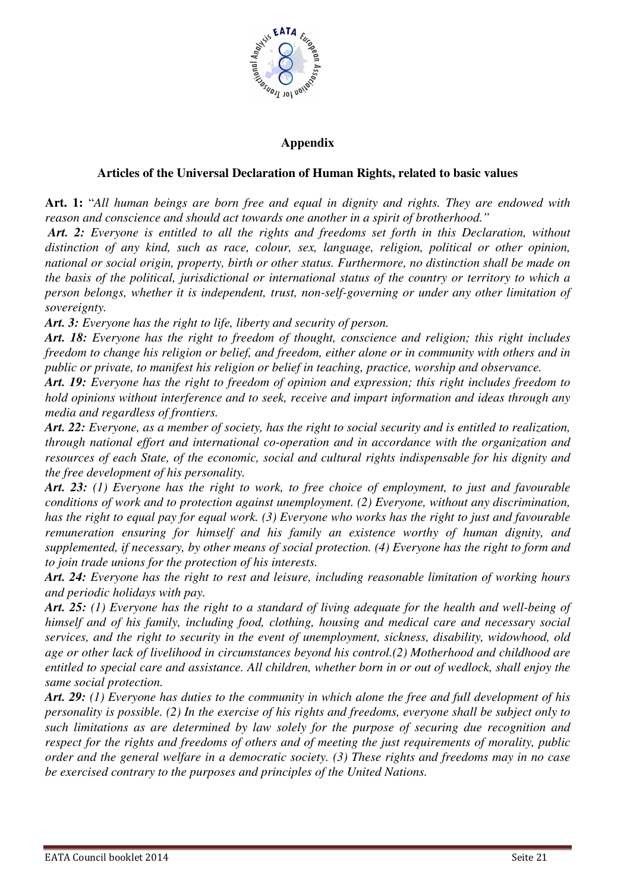## Appendix

### Articles of the Universal Declaration of Human Rights, related to basic values

**Art. 1:** "*All human beings are born free and equal in dignity and rights. They are endowed with reason and conscience and should act towards one another in a spirit of brotherhood.*"

***Art. 2:*** *Everyone is entitled to all the rights and freedoms set forth in this Declaration, without distinction of any kind, such as race, colour, sex, language, religion, political or other opinion, national or social origin, property, birth or other status. Furthermore, no distinction shall be made on the basis of the political, jurisdictional or international status of the country or territory to which a person belongs, whether it is independent, trust, non-self-governing or under any other limitation of sovereignty.*

***Art. 3:*** *Everyone has the right to life, liberty and security of person.*

***Art. 18:*** *Everyone has the right to freedom of thought, conscience and religion; this right includes freedom to change his religion or belief, and freedom, either alone or in community with others and in public or private, to manifest his religion or belief in teaching, practice, worship and observance.*

***Art. 19:*** *Everyone has the right to freedom of opinion and expression; this right includes freedom to hold opinions without interference and to seek, receive and impart information and ideas through any media and regardless of frontiers.*

***Art. 22:*** *Everyone, as a member of society, has the right to social security and is entitled to realization, through national effort and international co-operation and in accordance with the organization and resources of each State, of the economic, social and cultural rights indispensable for his dignity and the free development of his personality.*

***Art. 23:*** *(1) Everyone has the right to work, to free choice of employment, to just and favourable conditions of work and to protection against unemployment. (2) Everyone, without any discrimination, has the right to equal pay for equal work. (3) Everyone who works has the right to just and favourable remuneration ensuring for himself and his family an existence worthy of human dignity, and supplemented, if necessary, by other means of social protection. (4) Everyone has the right to form and to join trade unions for the protection of his interests.*

***Art. 24:*** *Everyone has the right to rest and leisure, including reasonable limitation of working hours and periodic holidays with pay.*

***Art. 25:*** *(1) Everyone has the right to a standard of living adequate for the health and well-being of himself and of his family, including food, clothing, housing and medical care and necessary social services, and the right to security in the event of unemployment, sickness, disability, widowhood, old age or other lack of livelihood in circumstances beyond his control.(2) Motherhood and childhood are entitled to special care and assistance. All children, whether born in or out of wedlock, shall enjoy the same social protection.*

***Art. 29:*** *(1) Everyone has duties to the community in which alone the free and full development of his personality is possible. (2) In the exercise of his rights and freedoms, everyone shall be subject only to such limitations as are determined by law solely for the purpose of securing due recognition and respect for the rights and freedoms of others and of meeting the just requirements of morality, public order and the general welfare in a democratic society. (3) These rights and freedoms may in no case be exercised contrary to the purposes and principles of the United Nations.*